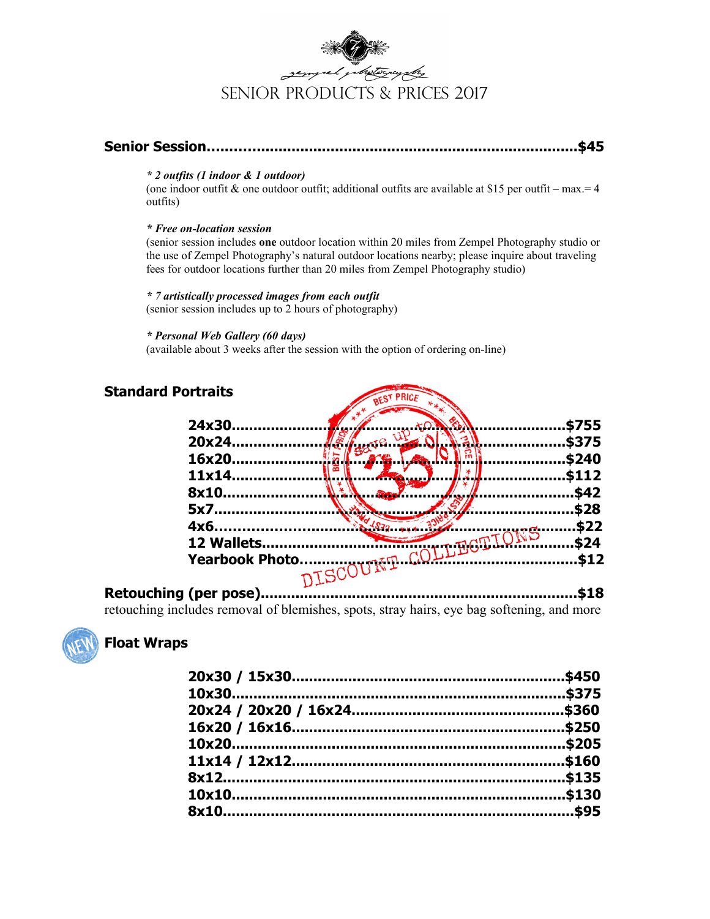# SENIOR PRODUCTS & PRICES 2017

**Senior Session........................................................................................$45**

***\* 2 outfits (1 indoor & 1 outdoor)***
(one indoor outfit & one outdoor outfit; additional outfits are available at $15 per outfit – max.= 4 outfits)

***\* Free on-location session***
(senior session includes **one** outdoor location within 20 miles from Zempel Photography studio or the use of Zempel Photography's natural outdoor locations nearby; please inquire about traveling fees for outdoor locations further than 20 miles from Zempel Photography studio)

***\* 7 artistically processed images from each outfit***
(senior session includes up to 2 hours of photography)

***\* Personal Web Gallery (60 days)***
(available about 3 weeks after the session with the option of ordering on-line)

## Standard Portraits

BEST PRICE — save up to 35% — DISCOUNT COLLECTIONS

**24x30........................................................................$755**
**20x24........................................................................$375**
**16x20........................................................................$240**
**11x14........................................................................$112**
**8x10..........................................................................$42**
**5x7............................................................................$28**
**4x6............................................................................$22**
**12 Wallets...................................................................$24**
**Yearbook Photo...........................................................$12**

**Retouching (per pose)..................................................................$18**
retouching includes removal of blemishes, spots, stray hairs, eye bag softening, and more

## NEW Float Wraps

**20x30 / 15x30..............................................................$450**
**10x30..........................................................................$375**
**20x24 / 20x20 / 16x24.................................................$360**
**16x20 / 16x16..............................................................$250**
**10x20..........................................................................$205**
**11x14 / 12x12..............................................................$160**
**8x12............................................................................$135**
**10x10..........................................................................$130**
**8x10............................................................................$95**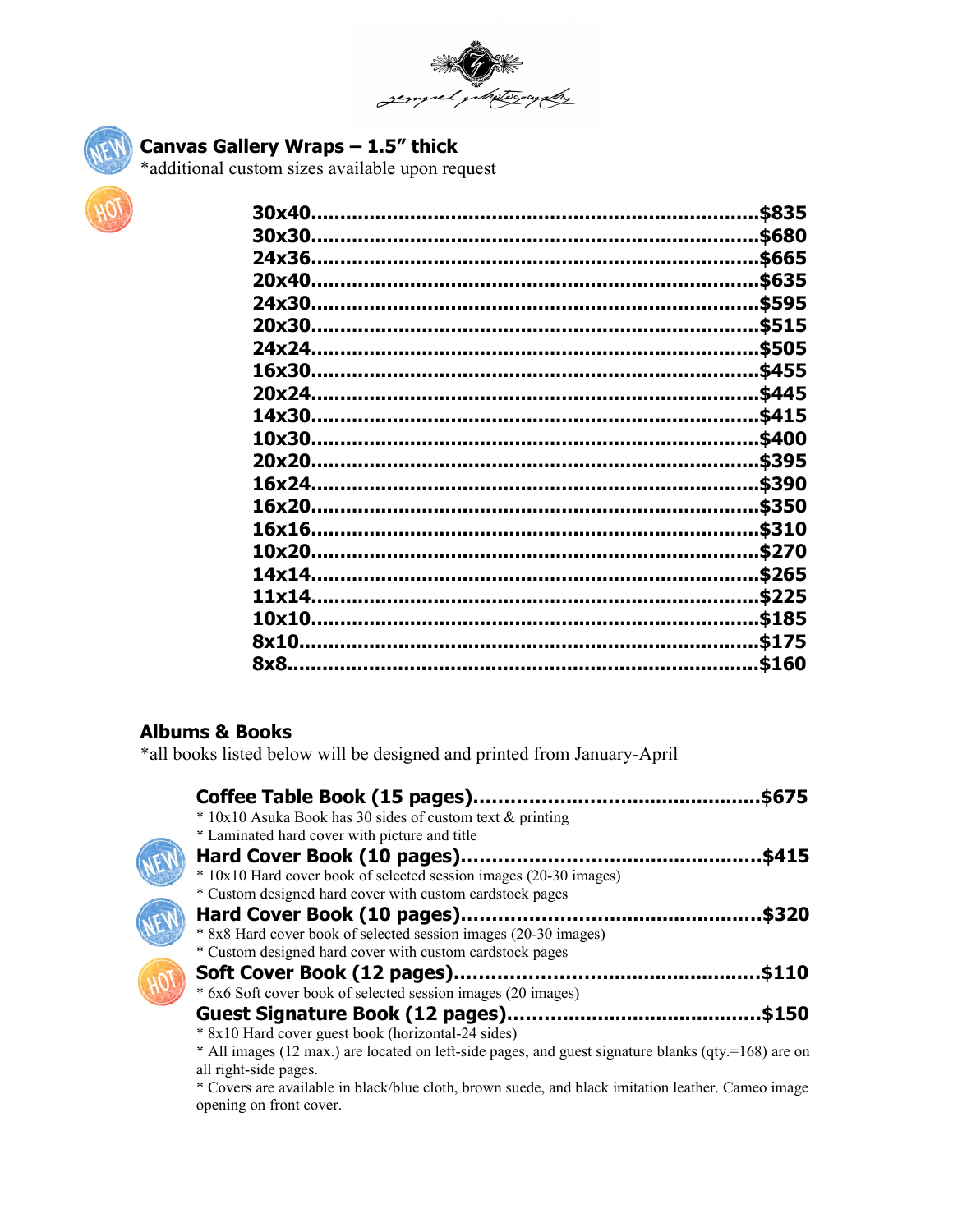## Canvas Gallery Wraps – 1.5" thick

*additional custom sizes available upon request

| Size | Price |
|---|---|
| 30x40 | $835 |
| 30x30 | $680 |
| 24x36 | $665 |
| 20x40 | $635 |
| 24x30 | $595 |
| 20x30 | $515 |
| 24x24 | $505 |
| 16x30 | $455 |
| 20x24 | $445 |
| 14x30 | $415 |
| 10x30 | $400 |
| 20x20 | $395 |
| 16x24 | $390 |
| 16x20 | $350 |
| 16x16 | $310 |
| 10x20 | $270 |
| 14x14 | $265 |
| 11x14 | $225 |
| 10x10 | $185 |
| 8x10 | $175 |
| 8x8 | $160 |

## Albums & Books

*all books listed below will be designed and printed from January-April

**Coffee Table Book (15 pages)............................................$675**

* 10x10 Asuka Book has 30 sides of custom text & printing
* Laminated hard cover with picture and title

**Hard Cover Book (10 pages)..............................................$415**

* 10x10 Hard cover book of selected session images (20-30 images)
* Custom designed hard cover with custom cardstock pages

**Hard Cover Book (10 pages)..............................................$320**

* 8x8 Hard cover book of selected session images (20-30 images)
* Custom designed hard cover with custom cardstock pages

**Soft Cover Book (12 pages)...............................................$110**

* 6x6 Soft cover book of selected session images (20 images)

**Guest Signature Book (12 pages).......................................$150**

* 8x10 Hard cover guest book (horizontal-24 sides)
* All images (12 max.) are located on left-side pages, and guest signature blanks (qty.=168) are on all right-side pages.
* Covers are available in black/blue cloth, brown suede, and black imitation leather. Cameo image opening on front cover.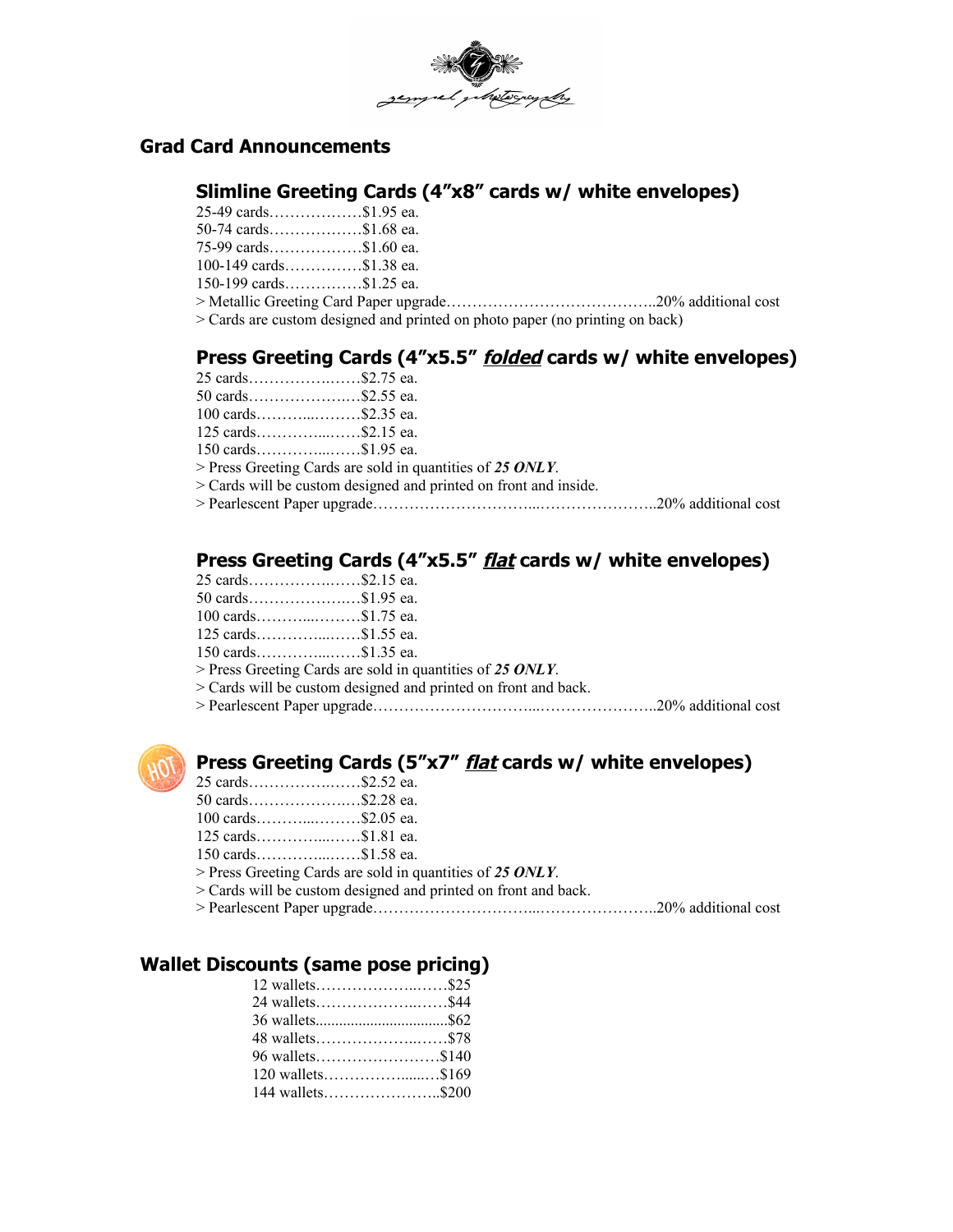## Grad Card Announcements

### Slimline Greeting Cards (4"x8" cards w/ white envelopes)

25-49 cards……………….$1.95 ea.
50-74 cards……………….$1.68 ea.
75-99 cards……………….$1.60 ea.
100-149 cards……………$1.38 ea.
150-199 cards……………$1.25 ea.
> Metallic Greeting Card Paper upgrade…………………………………..20% additional cost
> Cards are custom designed and printed on photo paper (no printing on back)

### Press Greeting Cards (4"x5.5" ***folded*** cards w/ white envelopes)

25 cards……………..……$2.75 ea.
50 cards………………..…$2.55 ea.
100 cards………...………$2.35 ea.
125 cards…………...……$2.15 ea.
150 cards…………...……$1.95 ea.
> Press Greeting Cards are sold in quantities of ***25 ONLY***.
> Cards will be custom designed and printed on front and inside.
> Pearlescent Paper upgrade…………………………...…………………..20% additional cost

### Press Greeting Cards (4"x5.5" ***flat*** cards w/ white envelopes)

25 cards……………..……$2.15 ea.
50 cards………………..…$1.95 ea.
100 cards………...………$1.75 ea.
125 cards…………...……$1.55 ea.
150 cards…………...……$1.35 ea.
> Press Greeting Cards are sold in quantities of ***25 ONLY***.
> Cards will be custom designed and printed on front and back.
> Pearlescent Paper upgrade…………………………...…………………..20% additional cost

### Press Greeting Cards (5"x7" ***flat*** cards w/ white envelopes)

25 cards……………..……$2.52 ea.
50 cards………………..…$2.28 ea.
100 cards………...………$2.05 ea.
125 cards…………...……$1.81 ea.
150 cards…………...……$1.58 ea.
> Press Greeting Cards are sold in quantities of ***25 ONLY***.
> Cards will be custom designed and printed on front and back.
> Pearlescent Paper upgrade…………………………...…………………..20% additional cost

## Wallet Discounts (same pose pricing)

12 wallets………………..……$25
24 wallets………………..……$44
36 wallets..................................$62
48 wallets………………..……$78
96 wallets……………………$140
120 wallets……………....…$169
144 wallets…………………..$200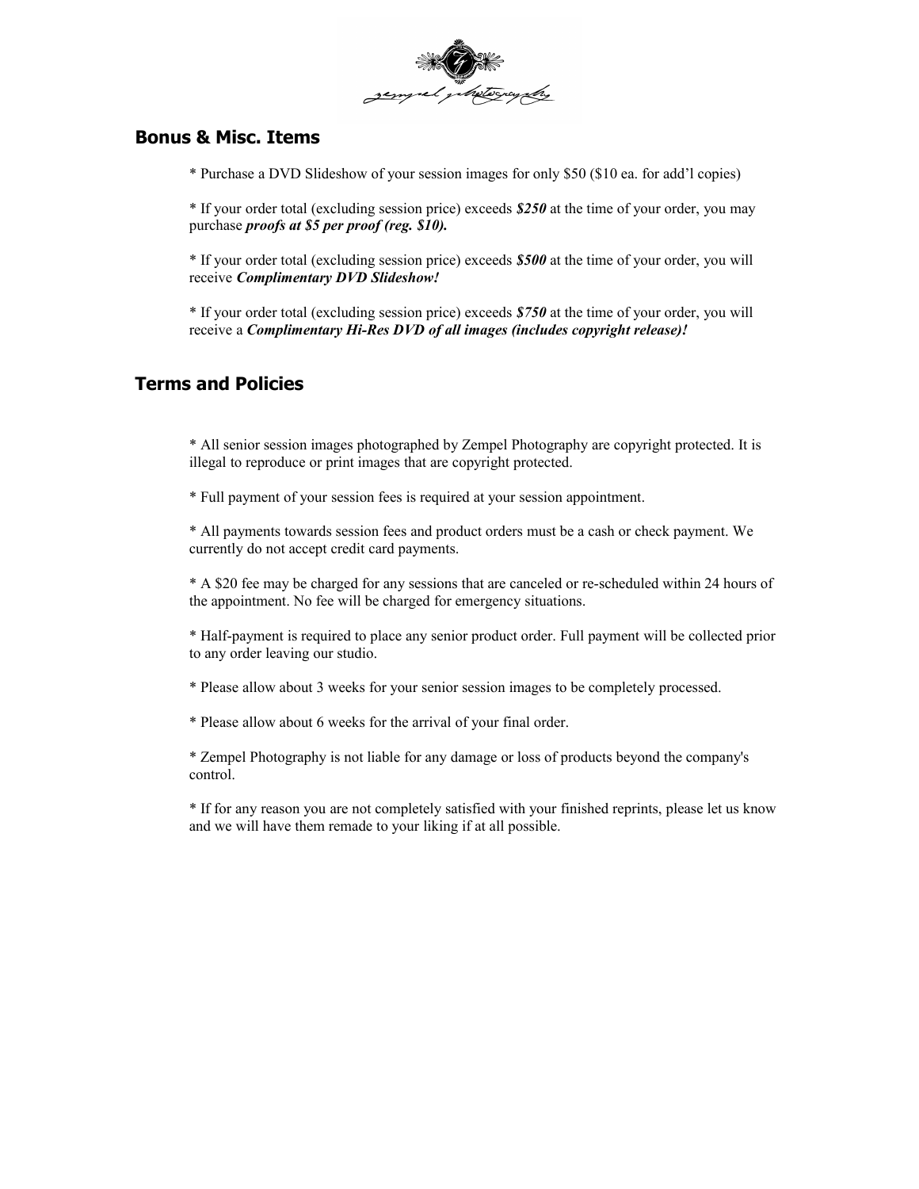## Bonus & Misc. Items

* Purchase a DVD Slideshow of your session images for only $50 ($10 ea. for add'l copies)

* If your order total (excluding session price) exceeds ***$250*** at the time of your order, you may purchase ***proofs at $5 per proof (reg. $10).***

* If your order total (excluding session price) exceeds ***$500*** at the time of your order, you will receive ***Complimentary DVD Slideshow!***

* If your order total (excluding session price) exceeds ***$750*** at the time of your order, you will receive a ***Complimentary Hi-Res DVD of all images (includes copyright release)!***

## Terms and Policies

* All senior session images photographed by Zempel Photography are copyright protected. It is illegal to reproduce or print images that are copyright protected.

* Full payment of your session fees is required at your session appointment.

* All payments towards session fees and product orders must be a cash or check payment. We currently do not accept credit card payments.

* A $20 fee may be charged for any sessions that are canceled or re-scheduled within 24 hours of the appointment. No fee will be charged for emergency situations.

* Half-payment is required to place any senior product order. Full payment will be collected prior to any order leaving our studio.

* Please allow about 3 weeks for your senior session images to be completely processed.

* Please allow about 6 weeks for the arrival of your final order.

* Zempel Photography is not liable for any damage or loss of products beyond the company's control.

* If for any reason you are not completely satisfied with your finished reprints, please let us know and we will have them remade to your liking if at all possible.